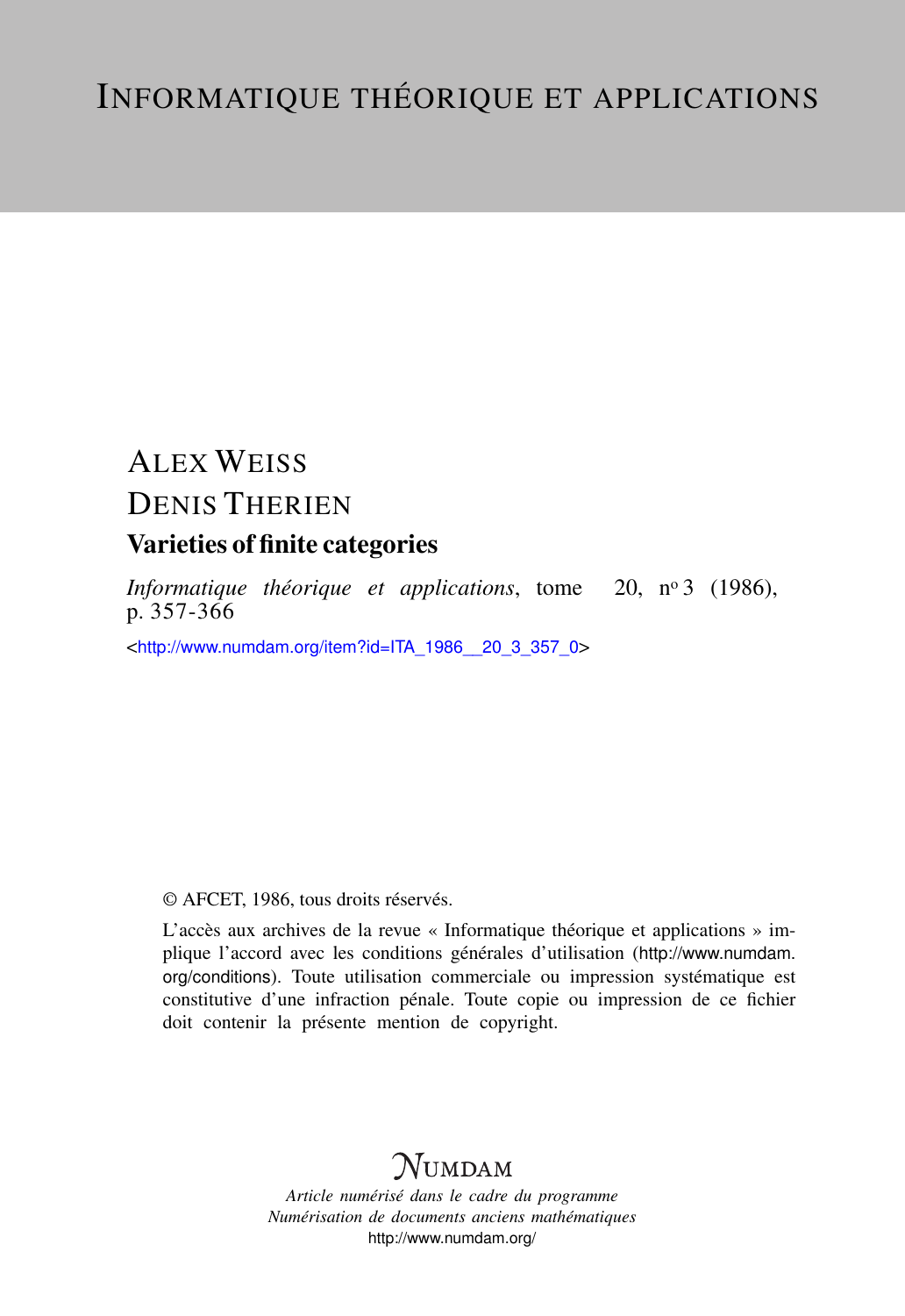# Informatique théorique et applications

## Alex Weiss
## Denis Therien

### Varieties of finite categories

*Informatique théorique et applications*, tome 20, n° 3 (1986), p. 357-366

<http://www.numdam.org/item?id=ITA_1986__20_3_357_0>

© AFCET, 1986, tous droits réservés.

L'accès aux archives de la revue « Informatique théorique et applications » implique l'accord avec les conditions générales d'utilisation (http://www.numdam.org/conditions). Toute utilisation commerciale ou impression systématique est constitutive d'une infraction pénale. Toute copie ou impression de ce fichier doit contenir la présente mention de copyright.

**Numdam**

*Article numérisé dans le cadre du programme Numérisation de documents anciens mathématiques*

http://www.numdam.org/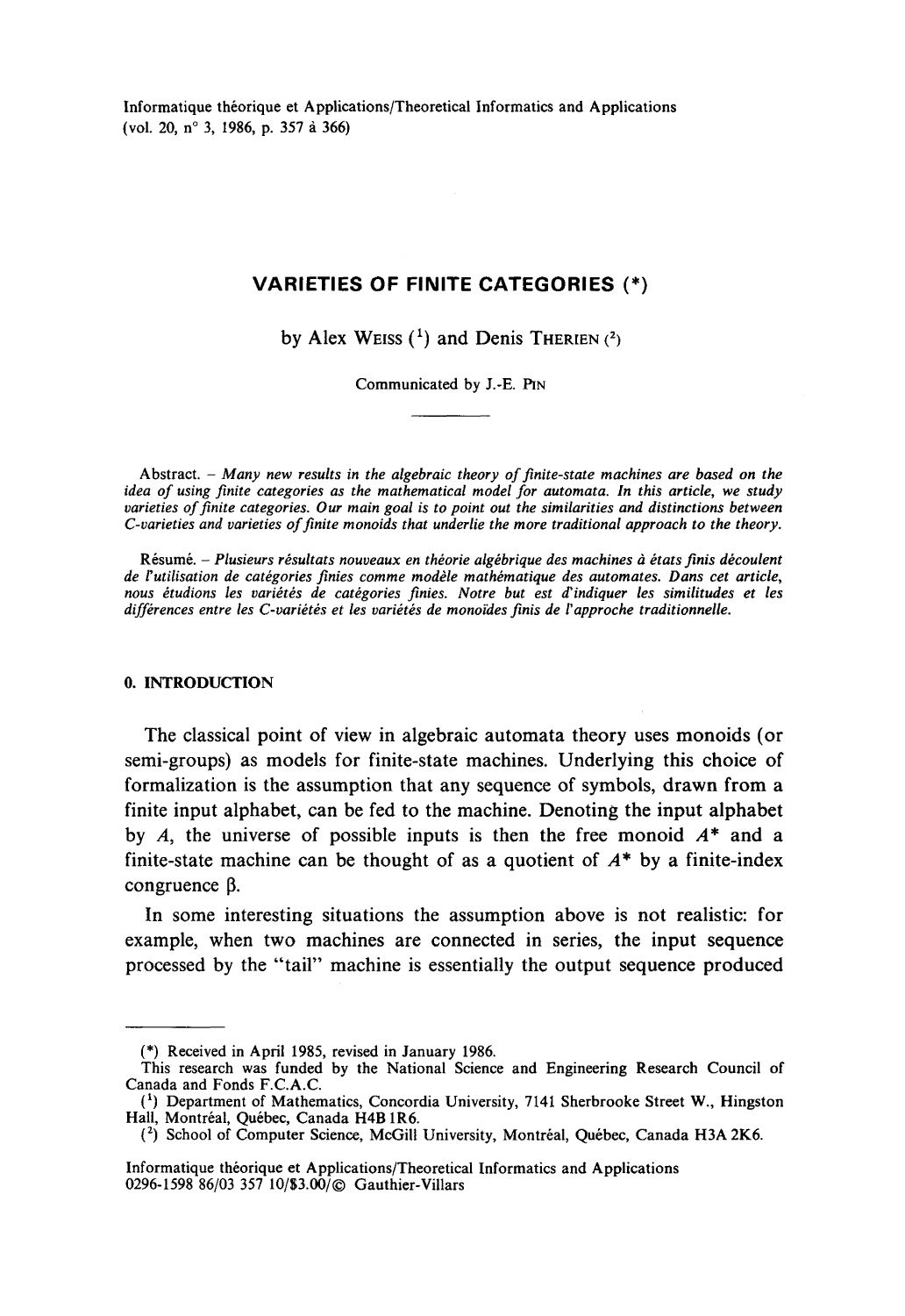# VARIETIES OF FINITE CATEGORIES (*)

by Alex WEISS ([1]) and Denis THERIEN ([2])

Communicated by J.-E. PIN

---

Abstract. – *Many new results in the algebraic theory of finite-state machines are based on the idea of using finite categories as the mathematical model for automata. In this article, we study varieties of finite categories. Our main goal is to point out the similarities and distinctions between C-varieties and varieties of finite monoids that underlie the more traditional approach to the theory.*

Résumé. – *Plusieurs résultats nouveaux en théorie algébrique des machines à états finis découlent de l'utilisation de catégories finies comme modèle mathématique des automates. Dans cet article, nous étudions les variétés de catégories finies. Notre but est d'indiquer les similitudes et les différences entre les C-variétés et les variétés de monoïdes finis de l'approche traditionnelle.*

## 0. INTRODUCTION

The classical point of view in algebraic automata theory uses monoids (or semi-groups) as models for finite-state machines. Underlying this choice of formalization is the assumption that any sequence of symbols, drawn from a finite input alphabet, can be fed to the machine. Denoting the input alphabet by $A$, the universe of possible inputs is then the free monoid $A^*$ and a finite-state machine can be thought of as a quotient of $A^*$ by a finite-index congruence $\beta$.

In some interesting situations the assumption above is not realistic: for example, when two machines are connected in series, the input sequence processed by the "tail" machine is essentially the output sequence produced

---

(*) Received in April 1985, revised in January 1986.

This research was funded by the National Science and Engineering Research Council of Canada and Fonds F.C.A.C.

([1]) Department of Mathematics, Concordia University, 7141 Sherbrooke Street W., Hingston Hall, Montréal, Québec, Canada H4B 1R6.

([2]) School of Computer Science, McGill University, Montréal, Québec, Canada H3A 2K6.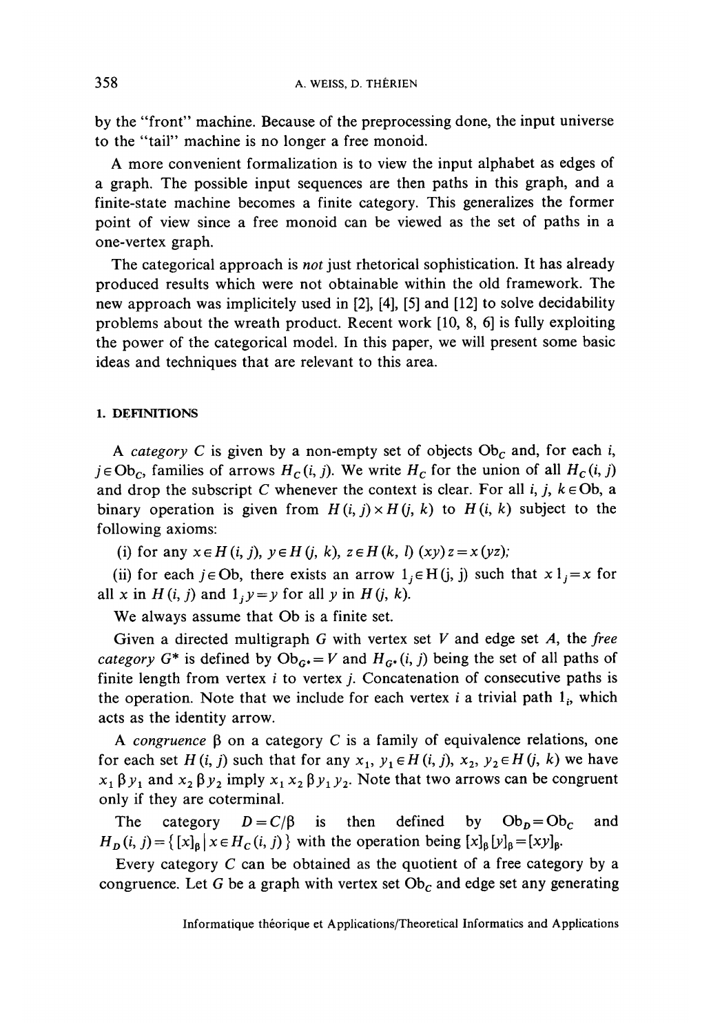by the "front" machine. Because of the preprocessing done, the input universe to the "tail" machine is no longer a free monoid.

A more convenient formalization is to view the input alphabet as edges of a graph. The possible input sequences are then paths in this graph, and a finite-state machine becomes a finite category. This generalizes the former point of view since a free monoid can be viewed as the set of paths in a one-vertex graph.

The categorical approach is *not* just rhetorical sophistication. It has already produced results which were not obtainable within the old framework. The new approach was implicitely used in [2], [4], [5] and [12] to solve decidability problems about the wreath product. Recent work [10, 8, 6] is fully exploiting the power of the categorical model. In this paper, we will present some basic ideas and techniques that are relevant to this area.

## 1. DEFINITIONS

A *category* $C$ is given by a non-empty set of objects $\mathrm{Ob}_C$ and, for each $i$, $j \in \mathrm{Ob}_C$, families of arrows $H_C(i, j)$. We write $H_C$ for the union of all $H_C(i, j)$ and drop the subscript $C$ whenever the context is clear. For all $i$, $j$, $k \in \mathrm{Ob}$, a binary operation is given from $H(i, j) \times H(j, k)$ to $H(i, k)$ subject to the following axioms:

(i) for any $x \in H(i, j)$, $y \in H(j, k)$, $z \in H(k, l)$ $(xy)z = x(yz)$;

(ii) for each $j \in \mathrm{Ob}$, there exists an arrow $1_j \in H(j, j)$ such that $x 1_j = x$ for all $x$ in $H(i, j)$ and $1_j y = y$ for all $y$ in $H(j, k)$.

We always assume that Ob is a finite set.

Given a directed multigraph $G$ with vertex set $V$ and edge set $A$, the *free category* $G^*$ is defined by $\mathrm{Ob}_{G^*} = V$ and $H_{G^*}(i, j)$ being the set of all paths of finite length from vertex $i$ to vertex $j$. Concatenation of consecutive paths is the operation. Note that we include for each vertex $i$ a trivial path $1_i$, which acts as the identity arrow.

A *congruence* $\beta$ on a category $C$ is a family of equivalence relations, one for each set $H(i, j)$ such that for any $x_1, y_1 \in H(i, j)$, $x_2, y_2 \in H(j, k)$ we have $x_1 \beta y_1$ and $x_2 \beta y_2$ imply $x_1 x_2 \beta y_1 y_2$. Note that two arrows can be congruent only if they are coterminal.

The category $D = C/\beta$ is then defined by $\mathrm{Ob}_D = \mathrm{Ob}_C$ and $H_D(i, j) = \{ [x]_\beta \mid x \in H_C(i, j) \}$ with the operation being $[x]_\beta [y]_\beta = [xy]_\beta$.

Every category $C$ can be obtained as the quotient of a free category by a congruence. Let $G$ be a graph with vertex set $\mathrm{Ob}_C$ and edge set any generating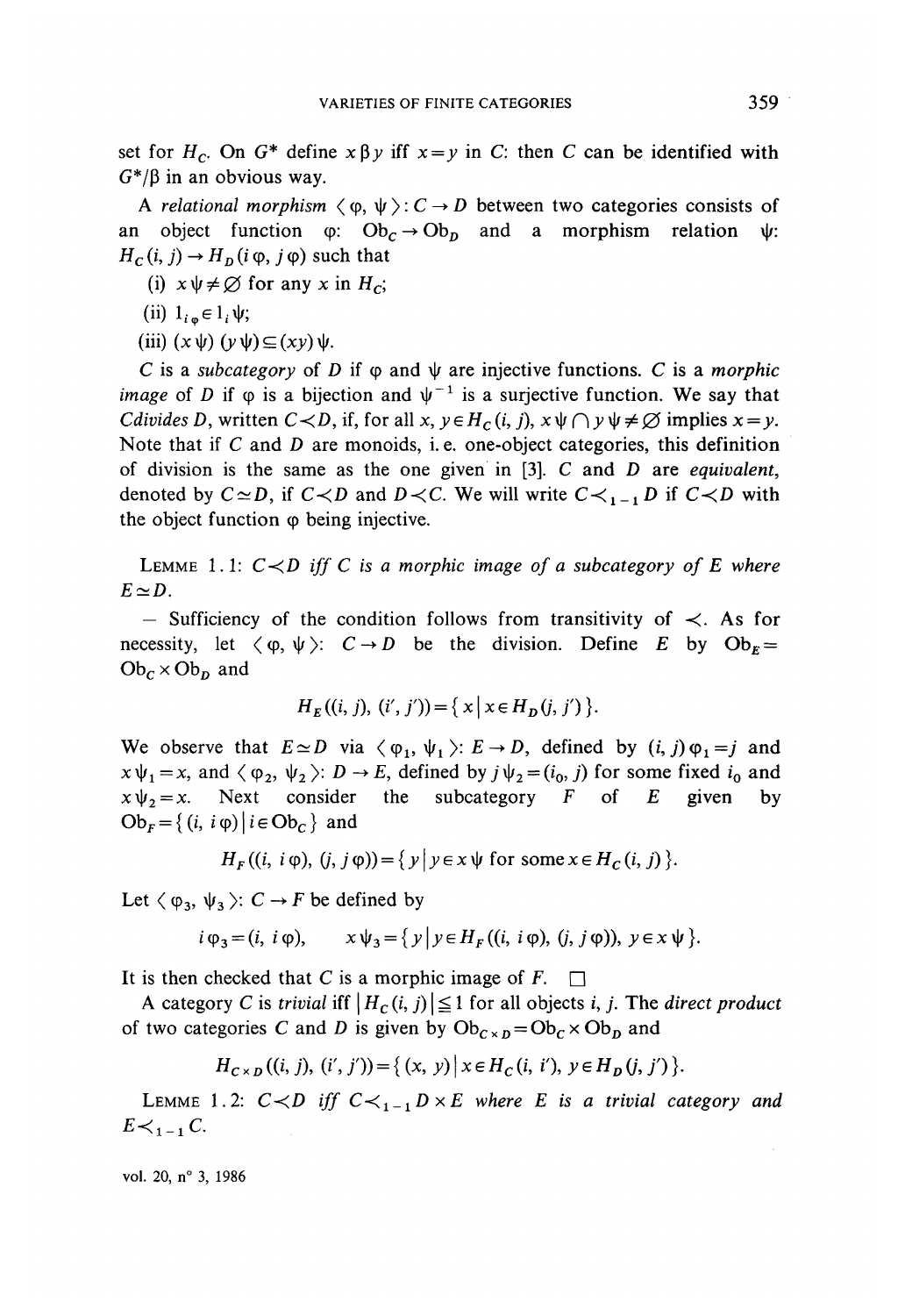set for $H_C$. On $G^*$ define $x \beta y$ iff $x = y$ in $C$: then $C$ can be identified with $G^*/\beta$ in an obvious way.

A *relational morphism* $\langle \varphi, \psi \rangle : C \to D$ between two categories consists of an object function $\varphi$: $\mathrm{Ob}_C \to \mathrm{Ob}_D$ and a morphism relation $\psi$: $H_C(i, j) \to H_D(i\varphi, j\varphi)$ such that

(i) $x\psi \neq \varnothing$ for any $x$ in $H_C$;

(ii) $1_{i\varphi} \in 1_i \psi$;

(iii) $(x\psi)(y\psi) \subseteq (xy)\psi$.

$C$ is a *subcategory* of $D$ if $\varphi$ and $\psi$ are injective functions. $C$ is a *morphic image* of $D$ if $\varphi$ is a bijection and $\psi^{-1}$ is a surjective function. We say that *C divides D*, written $C \prec D$, if, for all $x, y \in H_C(i, j)$, $x\psi \cap y\psi \neq \varnothing$ implies $x = y$. Note that if $C$ and $D$ are monoids, i. e. one-object categories, this definition of division is the same as the one given in [3]. $C$ and $D$ are *equivalent*, denoted by $C \simeq D$, if $C \prec D$ and $D \prec C$. We will write $C \prec_{1-1} D$ if $C \prec D$ with the object function $\varphi$ being injective.

LEMME 1.1: *$C \prec D$ iff $C$ is a morphic image of a subcategory of $E$ where $E \simeq D$.*

— Sufficiency of the condition follows from transitivity of $\prec$. As for necessity, let $\langle \varphi, \psi \rangle$: $C \to D$ be the division. Define $E$ by $\mathrm{Ob}_E = \mathrm{Ob}_C \times \mathrm{Ob}_D$ and

$$H_E((i, j), (i', j')) = \{ x \mid x \in H_D(j, j') \}.$$

We observe that $E \simeq D$ via $\langle \varphi_1, \psi_1 \rangle$: $E \to D$, defined by $(i, j)\varphi_1 = j$ and $x\psi_1 = x$, and $\langle \varphi_2, \psi_2 \rangle$: $D \to E$, defined by $j\psi_2 = (i_0, j)$ for some fixed $i_0$ and $x\psi_2 = x$. Next consider the subcategory $F$ of $E$ given by $\mathrm{Ob}_F = \{ (i, i\varphi) \mid i \in \mathrm{Ob}_C \}$ and

$$H_F((i, i\varphi), (j, j\varphi)) = \{ y \mid y \in x\psi \text{ for some } x \in H_C(i, j) \}.$$

Let $\langle \varphi_3, \psi_3 \rangle$: $C \to F$ be defined by

$$i\varphi_3 = (i, i\varphi), \qquad x\psi_3 = \{ y \mid y \in H_F((i, i\varphi), (j, j\varphi)),\ y \in x\psi \}.$$

It is then checked that $C$ is a morphic image of $F$. $\square$

A category $C$ is *trivial* iff $|H_C(i, j)| \leq 1$ for all objects $i$, $j$. The *direct product* of two categories $C$ and $D$ is given by $\mathrm{Ob}_{C \times D} = \mathrm{Ob}_C \times \mathrm{Ob}_D$ and

$$H_{C \times D}((i, j), (i', j')) = \{ (x, y) \mid x \in H_C(i, i'),\ y \in H_D(j, j') \}.$$

LEMME 1.2: *$C \prec D$ iff $C \prec_{1-1} D \times E$ where $E$ is a trivial category and $E \prec_{1-1} C$.*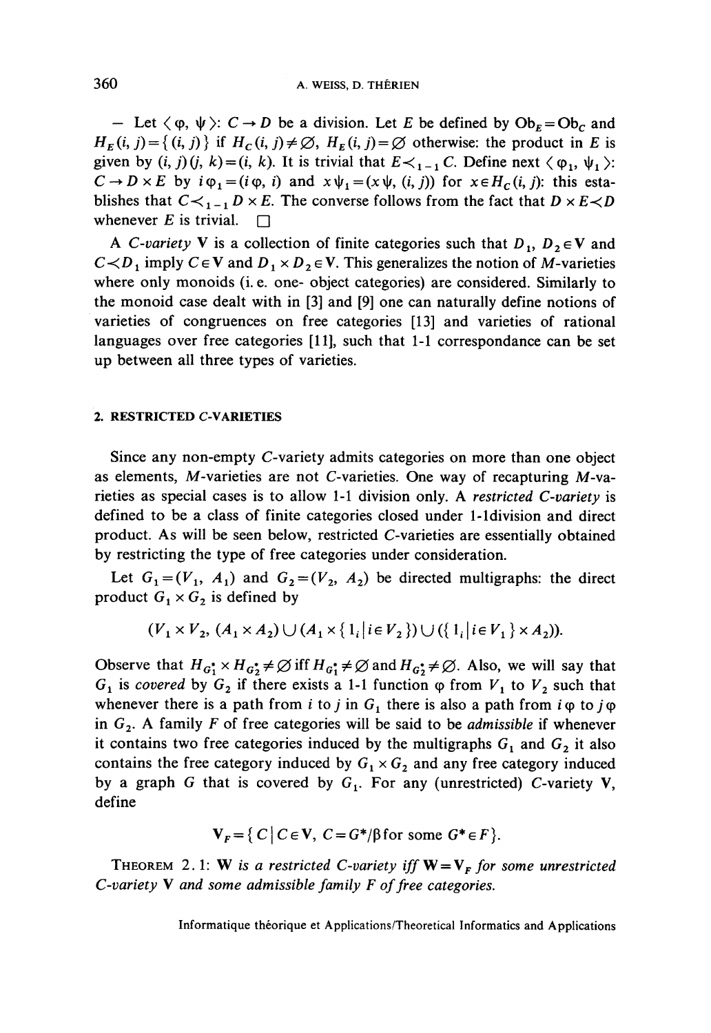– Let $\langle \varphi, \psi \rangle : C \to D$ be a division. Let $E$ be defined by $Ob_E = Ob_C$ and $H_E(i, j) = \{(i, j)\}$ if $H_C(i, j) \neq \emptyset$, $H_E(i, j) = \emptyset$ otherwise: the product in $E$ is given by $(i, j)(j, k) = (i, k)$. It is trivial that $E \prec_{1-1} C$. Define next $\langle \varphi_1, \psi_1 \rangle$: $C \to D \times E$ by $i\varphi_1 = (i\varphi, i)$ and $x\psi_1 = (x\psi, (i, j))$ for $x \in H_C(i, j)$: this establishes that $C \prec_{1-1} D \times E$. The converse follows from the fact that $D \times E \prec D$ whenever $E$ is trivial. □

A *C-variety* **V** is a collection of finite categories such that $D_1, D_2 \in \mathbf{V}$ and $C \prec D_1$ imply $C \in \mathbf{V}$ and $D_1 \times D_2 \in \mathbf{V}$. This generalizes the notion of $M$-varieties where only monoids (i. e. one- object categories) are considered. Similarly to the monoid case dealt with in [3] and [9] one can naturally define notions of varieties of congruences on free categories [13] and varieties of rational languages over free categories [11], such that 1-1 correspondance can be set up between all three types of varieties.

## 2. RESTRICTED *C*-VARIETIES

Since any non-empty $C$-variety admits categories on more than one object as elements, $M$-varieties are not $C$-varieties. One way of recapturing $M$-varieties as special cases is to allow 1-1 division only. A *restricted C-variety* is defined to be a class of finite categories closed under 1-1division and direct product. As will be seen below, restricted $C$-varieties are essentially obtained by restricting the type of free categories under consideration.

Let $G_1 = (V_1, A_1)$ and $G_2 = (V_2, A_2)$ be directed multigraphs: the direct product $G_1 \times G_2$ is defined by

$$(V_1 \times V_2, (A_1 \times A_2) \cup (A_1 \times \{1_i \mid i \in V_2\}) \cup (\{1_i \mid i \in V_1\} \times A_2)).$$

Observe that $H_{G_1^*} \times H_{G_2^*} \neq \emptyset$ iff $H_{G_1^*} \neq \emptyset$ and $H_{G_2^*} \neq \emptyset$. Also, we will say that $G_1$ is *covered* by $G_2$ if there exists a 1-1 function $\varphi$ from $V_1$ to $V_2$ such that whenever there is a path from $i$ to $j$ in $G_1$ there is also a path from $i\varphi$ to $j\varphi$ in $G_2$. A family $F$ of free categories will be said to be *admissible* if whenever it contains two free categories induced by the multigraphs $G_1$ and $G_2$ it also contains the free category induced by $G_1 \times G_2$ and any free category induced by a graph $G$ that is covered by $G_1$. For any (unrestricted) $C$-variety **V**, define

$$\mathbf{V}_F = \{ C \mid C \in \mathbf{V},\ C = G^*/\beta \text{ for some } G^* \in F \}.$$

THEOREM 2.1: *$\mathbf{W}$ is a restricted C-variety iff $\mathbf{W} = \mathbf{V}_F$ for some unrestricted C-variety $\mathbf{V}$ and some admissible family $F$ of free categories.*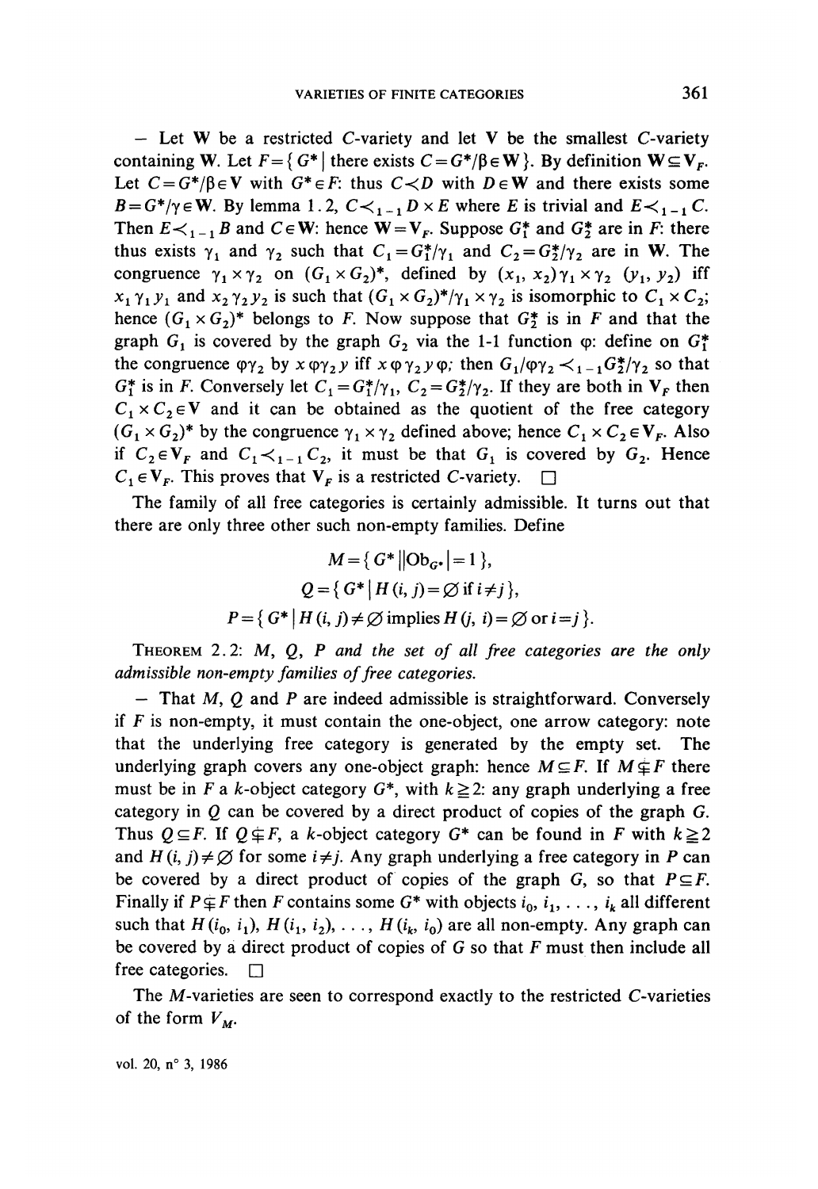— Let $\mathbf{W}$ be a restricted $C$-variety and let $\mathbf{V}$ be the smallest $C$-variety containing $\mathbf{W}$. Let $F=\{G^* \mid \text{there exists } C=G^*/\beta \in \mathbf{W}\}$. By definition $\mathbf{W} \subseteq \mathbf{V}_F$. Let $C=G^*/\beta \in \mathbf{V}$ with $G^* \in F$: thus $C \prec D$ with $D \in \mathbf{W}$ and there exists some $B=G^*/\gamma \in \mathbf{W}$. By lemma 1.2, $C \prec_{1-1} D \times E$ where $E$ is trivial and $E \prec_{1-1} C$. Then $E \prec_{1-1} B$ and $C \in \mathbf{W}$: hence $\mathbf{W}=\mathbf{V}_F$. Suppose $G_1^*$ and $G_2^*$ are in $F$: there thus exists $\gamma_1$ and $\gamma_2$ such that $C_1=G_1^*/\gamma_1$ and $C_2=G_2^*/\gamma_2$ are in $\mathbf{W}$. The congruence $\gamma_1 \times \gamma_2$ on $(G_1 \times G_2)^*$, defined by $(x_1, x_2)\gamma_1 \times \gamma_2\ (y_1, y_2)$ iff $x_1 \gamma_1 y_1$ and $x_2 \gamma_2 y_2$ is such that $(G_1 \times G_2)^*/\gamma_1 \times \gamma_2$ is isomorphic to $C_1 \times C_2$; hence $(G_1 \times G_2)^*$ belongs to $F$. Now suppose that $G_2^*$ is in $F$ and that the graph $G_1$ is covered by the graph $G_2$ via the 1-1 function $\varphi$: define on $G_1^*$ the congruence $\varphi\gamma_2$ by $x\,\varphi\gamma_2\, y$ iff $x\varphi\,\gamma_2\, y\varphi$; then $G_1/\varphi\gamma_2 \prec_{1-1} G_2^*/\gamma_2$ so that $G_1^*$ is in $F$. Conversely let $C_1=G_1^*/\gamma_1$, $C_2=G_2^*/\gamma_2$. If they are both in $\mathbf{V}_F$ then $C_1 \times C_2 \in \mathbf{V}$ and it can be obtained as the quotient of the free category $(G_1 \times G_2)^*$ by the congruence $\gamma_1 \times \gamma_2$ defined above; hence $C_1 \times C_2 \in \mathbf{V}_F$. Also if $C_2 \in \mathbf{V}_F$ and $C_1 \prec_{1-1} C_2$, it must be that $G_1$ is covered by $G_2$. Hence $C_1 \in \mathbf{V}_F$. This proves that $\mathbf{V}_F$ is a restricted $C$-variety. $\square$

The family of all free categories is certainly admissible. It turns out that there are only three other such non-empty families. Define

$$M=\{G^* \,\|\, \mathrm{Ob}_{G^*}|=1\},$$
$$Q=\{G^* \mid H(i, j)=\varnothing \text{ if } i \neq j\},$$
$$P=\{G^* \mid H(i, j) \neq \varnothing \text{ implies } H(j, i)=\varnothing \text{ or } i=j\}.$$

THEOREM 2.2: *$M$, $Q$, $P$ and the set of all free categories are the only admissible non-empty families of free categories.*

— That $M$, $Q$ and $P$ are indeed admissible is straightforward. Conversely if $F$ is non-empty, it must contain the one-object, one arrow category: note that the underlying free category is generated by the empty set. The underlying graph covers any one-object graph: hence $M \subseteq F$. If $M \subsetneq F$ there must be in $F$ a $k$-object category $G^*$, with $k \geqq 2$: any graph underlying a free category in $Q$ can be covered by a direct product of copies of the graph $G$. Thus $Q \subseteq F$. If $Q \subsetneq F$, a $k$-object category $G^*$ can be found in $F$ with $k \geqq 2$ and $H(i, j) \neq \varnothing$ for some $i \neq j$. Any graph underlying a free category in $P$ can be covered by a direct product of copies of the graph $G$, so that $P \subseteq F$. Finally if $P \subsetneq F$ then $F$ contains some $G^*$ with objects $i_0, i_1, \ldots, i_k$ all different such that $H(i_0, i_1)$, $H(i_1, i_2)$, $\ldots$, $H(i_k, i_0)$ are all non-empty. Any graph can be covered by a direct product of copies of $G$ so that $F$ must then include all free categories. $\square$

The $M$-varieties are seen to correspond exactly to the restricted $C$-varieties of the form $V_M$.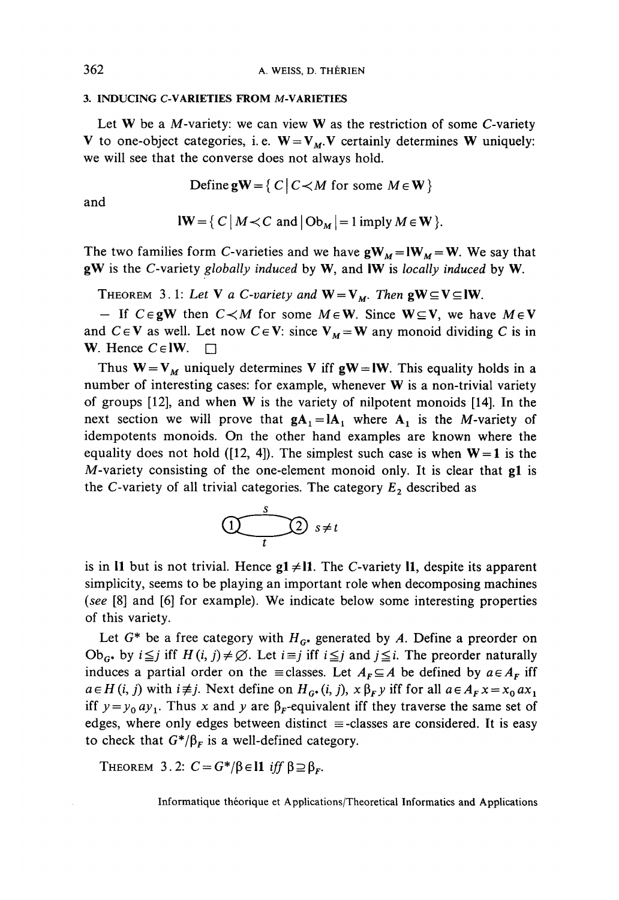## 3. INDUCING C-VARIETIES FROM M-VARIETIES

Let $\mathbf{W}$ be a $M$-variety: we can view $\mathbf{W}$ as the restriction of some $C$-variety $\mathbf{V}$ to one-object categories, i.e. $\mathbf{W}=\mathbf{V}_M$. $\mathbf{V}$ certainly determines $\mathbf{W}$ uniquely: we will see that the converse does not always hold.

$$\text{Define } \mathbf{gW}=\{C \mid C \prec M \text{ for some } M \in \mathbf{W}\}$$

and

$$\mathbf{lW}=\{C \mid M \prec C \text{ and } |\mathrm{Ob}_M|=1 \text{ imply } M \in \mathbf{W}\}.$$

The two families form $C$-varieties and we have $\mathbf{gW}_M=\mathbf{lW}_M=\mathbf{W}$. We say that $\mathbf{gW}$ is the $C$-variety *globally induced* by $\mathbf{W}$, and $\mathbf{lW}$ is *locally induced* by $\mathbf{W}$.

THEOREM 3.1: *Let* $\mathbf{V}$ *a* $C$-*variety and* $\mathbf{W}=\mathbf{V}_M$. *Then* $\mathbf{gW} \subseteq \mathbf{V} \subseteq \mathbf{lW}$.

– If $C \in \mathbf{gW}$ then $C \prec M$ for some $M \in \mathbf{W}$. Since $\mathbf{W} \subseteq \mathbf{V}$, we have $M \in \mathbf{V}$ and $C \in \mathbf{V}$ as well. Let now $C \in \mathbf{V}$: since $\mathbf{V}_M=\mathbf{W}$ any monoid dividing $C$ is in $\mathbf{W}$. Hence $C \in \mathbf{lW}$. □

Thus $\mathbf{W}=\mathbf{V}_M$ uniquely determines $\mathbf{V}$ iff $\mathbf{gW}=\mathbf{lW}$. This equality holds in a number of interesting cases: for example, whenever $\mathbf{W}$ is a non-trivial variety of groups [12], and when $\mathbf{W}$ is the variety of nilpotent monoids [14]. In the next section we will prove that $\mathbf{gA}_1=\mathbf{lA}_1$ where $\mathbf{A}_1$ is the $M$-variety of idempotents monoids. On the other hand examples are known where the equality does not hold ([12, 4]). The simplest such case is when $\mathbf{W}=\mathbf{1}$ is the $M$-variety consisting of the one-element monoid only. It is clear that $\mathbf{g1}$ is the $C$-variety of all trivial categories. The category $E_2$ described as

(1) —$s$→ (2), (2) —$t$→ (1), $s \neq t$

is in $\mathbf{l1}$ but is not trivial. Hence $\mathbf{g1} \neq \mathbf{l1}$. The $C$-variety $\mathbf{l1}$, despite its apparent simplicity, seems to be playing an important role when decomposing machines (*see* [8] and [6] for example). We indicate below some interesting properties of this variety.

Let $G^*$ be a free category with $H_{G^*}$ generated by $A$. Define a preorder on $\mathrm{Ob}_{G^*}$ by $i \leqq j$ iff $H(i, j) \neq \varnothing$. Let $i \equiv j$ iff $i \leqq j$ and $j \leqq i$. The preorder naturally induces a partial order on the $\equiv$classes. Let $A_F \subseteq A$ be defined by $a \in A_F$ iff $a \in H(i, j)$ with $i \not\equiv j$. Next define on $H_{G^*}(i, j)$, $x \, \beta_F \, y$ iff for all $a \in A_F$ $x=x_0 a x_1$ iff $y=y_0 a y_1$. Thus $x$ and $y$ are $\beta_F$-equivalent iff they traverse the same set of edges, where only edges between distinct $\equiv$-classes are considered. It is easy to check that $G^*/\beta_F$ is a well-defined category.

THEOREM 3.2: $C=G^*/\beta \in \mathbf{l1}$ *iff* $\beta \supseteq \beta_F$.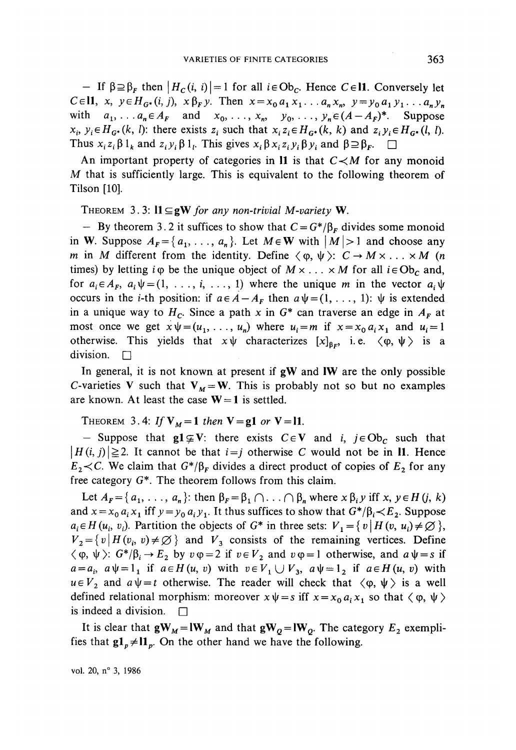— If $\beta \supseteq \beta_F$ then $|H_C(i, i)| = 1$ for all $i \in \mathrm{Ob}_C$. Hence $C \in \mathbf{l1}$. Conversely let $C \in \mathbf{l1}$, $x, y \in H_{G^*}(i, j)$, $x \beta_F y$. Then $x = x_0 a_1 x_1 \ldots a_n x_n$, $y = y_0 a_1 y_1 \ldots a_n y_n$ with $a_1, \ldots a_n \in A_F$ and $x_0, \ldots, x_n$, $y_0, \ldots, y_n \in (A - A_F)^*$. Suppose $x_i, y_i \in H_{G^*}(k, l)$: there exists $z_i$ such that $x_i z_i \in H_{G^*}(k, k)$ and $z_i y_i \in H_{G^*}(l, l)$. Thus $x_i z_i \beta 1_k$ and $z_i y_i \beta 1_l$. This gives $x_i \beta x_i z_i y_i \beta y_i$ and $\beta \supseteq \beta_F$. □

An important property of categories in $\mathbf{l1}$ is that $C \prec M$ for any monoid $M$ that is sufficiently large. This is equivalent to the following theorem of Tilson [10].

THEOREM 3.3: *$\mathbf{l1} \subseteq \mathbf{gW}$ for any non-trivial M-variety $\mathbf{W}$.*

— By theorem 3.2 it suffices to show that $C = G^*/\beta_F$ divides some monoid in $\mathbf{W}$. Suppose $A_F = \{a_1, \ldots, a_n\}$. Let $M \in \mathbf{W}$ with $|M| > 1$ and choose any $m$ in $M$ different from the identity. Define $\langle \varphi, \psi \rangle : C \to M \times \ldots \times M$ ($n$ times) by letting $i\varphi$ be the unique object of $M \times \ldots \times M$ for all $i \in \mathrm{Ob}_C$ and, for $a_i \in A_F$, $a_i \psi = (1, \ldots, i, \ldots, 1)$ where the unique $m$ in the vector $a_i \psi$ occurs in the $i$-th position: if $a \in A - A_F$ then $a\psi = (1, \ldots, 1)$: $\psi$ is extended in a unique way to $H_C$. Since a path $x$ in $G^*$ can traverse an edge in $A_F$ at most once we get $x\psi = (u_1, \ldots, u_n)$ where $u_i = m$ if $x = x_0 a_i x_1$ and $u_i = 1$ otherwise. This yields that $x\psi$ characterizes $[x]_{\beta_F}$, i.e. $\langle \varphi, \psi \rangle$ is a division. □

In general, it is not known at present if $\mathbf{gW}$ and $\mathbf{lW}$ are the only possible $C$-varieties $\mathbf{V}$ such that $\mathbf{V}_M = \mathbf{W}$. This is probably not so but no examples are known. At least the case $\mathbf{W} = \mathbf{1}$ is settled.

THEOREM 3.4: *If $\mathbf{V}_M = \mathbf{1}$ then $\mathbf{V} = \mathbf{g1}$ or $\mathbf{V} = \mathbf{l1}$.*

— Suppose that $\mathbf{g1} \subsetneq \mathbf{V}$: there exists $C \in \mathbf{V}$ and $i, j \in \mathrm{Ob}_C$ such that $|H(i, j)| \geq 2$. It cannot be that $i = j$ otherwise $C$ would not be in $\mathbf{l1}$. Hence $E_2 \prec C$. We claim that $G^*/\beta_F$ divides a direct product of copies of $E_2$ for any free category $G^*$. The theorem follows from this claim.

Let $A_F = \{a_1, \ldots, a_n\}$: then $\beta_F = \beta_1 \cap \ldots \cap \beta_n$ where $x \beta_i y$ iff $x, y \in H(j, k)$ and $x = x_0 a_i x_1$ iff $y = y_0 a_i y_1$. It thus suffices to show that $G^*/\beta_i \prec E_2$. Suppose $a_i \in H(u_i, v_i)$. Partition the objects of $G^*$ in three sets: $V_1 = \{v \mid H(v, u_i) \neq \varnothing\}$, $V_2 = \{v \mid H(v_i, v) \neq \varnothing\}$ and $V_3$ consists of the remaining vertices. Define $\langle \varphi, \psi \rangle : G^*/\beta_i \to E_2$ by $v\varphi = 2$ if $v \in V_2$ and $v\varphi = 1$ otherwise, and $a\psi = s$ if $a = a_i$, $a\psi = 1_1$ if $a \in H(u, v)$ with $v \in V_1 \cup V_3$, $a\psi = 1_2$ if $a \in H(u, v)$ with $u \in V_2$ and $a\psi = t$ otherwise. The reader will check that $\langle \varphi, \psi \rangle$ is a well defined relational morphism: moreover $x\psi = s$ iff $x = x_0 a_i x_1$ so that $\langle \varphi, \psi \rangle$ is indeed a division. □

It is clear that $\mathbf{gW}_M = \mathbf{lW}_M$ and that $\mathbf{gW}_Q = \mathbf{lW}_Q$. The category $E_2$ exemplifies that $\mathbf{g1}_p \neq \mathbf{l1}_p$. On the other hand we have the following.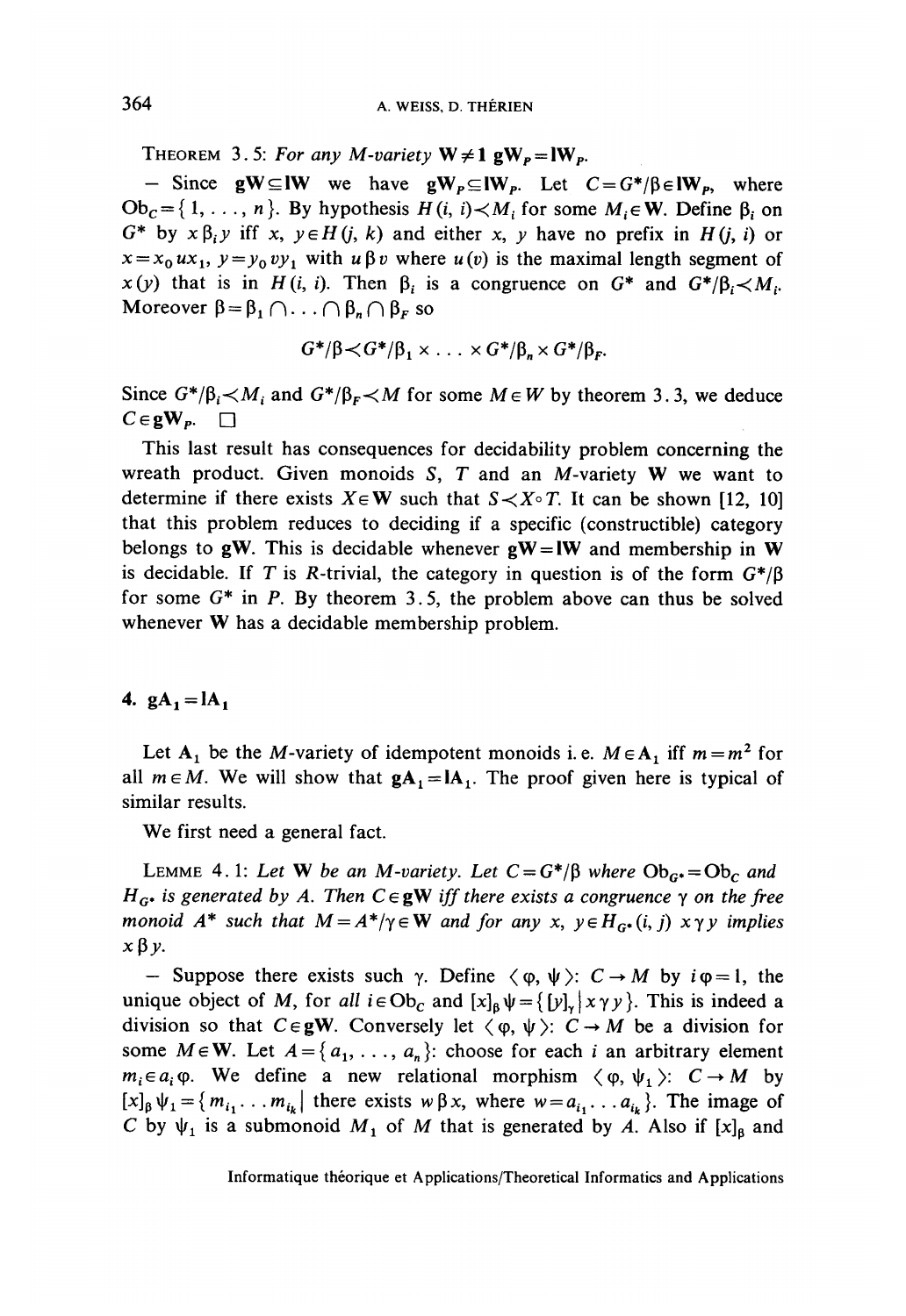THEOREM 3.5: *For any M-variety* $\mathbf{W} \neq \mathbf{1}$ $\mathbf{gW}_P = \mathbf{lW}_P$.

– Since $\mathbf{gW} \subseteq \mathbf{lW}$ we have $\mathbf{gW}_P \subseteq \mathbf{lW}_P$. Let $C = G^*/\beta \in \mathbf{lW}_P$, where $\mathrm{Ob}_C = \{1, \ldots, n\}$. By hypothesis $H(i, i) \prec M_i$ for some $M_i \in \mathbf{W}$. Define $\beta_i$ on $G^*$ by $x \beta_i y$ iff $x, y \in H(j, k)$ and either $x, y$ have no prefix in $H(j, i)$ or $x = x_0 u x_1$, $y = y_0 v y_1$ with $u \beta v$ where $u(v)$ is the maximal length segment of $x(y)$ that is in $H(i, i)$. Then $\beta_i$ is a congruence on $G^*$ and $G^*/\beta_i \prec M_i$. Moreover $\beta = \beta_1 \cap \ldots \cap \beta_n \cap \beta_F$ so

$$G^*/\beta \prec G^*/\beta_1 \times \ldots \times G^*/\beta_n \times G^*/\beta_F.$$

Since $G^*/\beta_i \prec M_i$ and $G^*/\beta_F \prec M$ for some $M \in W$ by theorem 3.3, we deduce $C \in \mathbf{gW}_P$. $\square$

This last result has consequences for decidability problem concerning the wreath product. Given monoids $S$, $T$ and an $M$-variety $\mathbf{W}$ we want to determine if there exists $X \in \mathbf{W}$ such that $S \prec X \circ T$. It can be shown [12, 10] that this problem reduces to deciding if a specific (constructible) category belongs to $\mathbf{gW}$. This is decidable whenever $\mathbf{gW} = \mathbf{lW}$ and membership in $\mathbf{W}$ is decidable. If $T$ is $R$-trivial, the category in question is of the form $G^*/\beta$ for some $G^*$ in $P$. By theorem 3.5, the problem above can thus be solved whenever $\mathbf{W}$ has a decidable membership problem.

## 4. $\mathbf{gA}_1 = \mathbf{lA}_1$

Let $\mathbf{A}_1$ be the $M$-variety of idempotent monoids i.e. $M \in \mathbf{A}_1$ iff $m = m^2$ for all $m \in M$. We will show that $\mathbf{gA}_1 = \mathbf{lA}_1$. The proof given here is typical of similar results.

We first need a general fact.

LEMME 4.1: *Let* $\mathbf{W}$ *be an M-variety. Let* $C = G^*/\beta$ *where* $\mathrm{Ob}_{G^*} = \mathrm{Ob}_C$ *and* $H_{G^*}$ *is generated by* $A$. *Then* $C \in \mathbf{gW}$ *iff there exists a congruence* $\gamma$ *on the free monoid* $A^*$ *such that* $M = A^*/\gamma \in \mathbf{W}$ *and for any* $x, y \in H_{G^*}(i, j)$ $x \gamma y$ *implies* $x \beta y$.

– Suppose there exists such $\gamma$. Define $\langle \varphi, \psi \rangle : C \to M$ by $i\varphi = 1$, the unique object of $M$, for *all* $i \in \mathrm{Ob}_C$ and $[x]_\beta \psi = \{ [y]_\gamma \mid x \gamma y \}$. This is indeed a division so that $C \in \mathbf{gW}$. Conversely let $\langle \varphi, \psi \rangle : C \to M$ be a division for some $M \in \mathbf{W}$. Let $A = \{a_1, \ldots, a_n\}$: choose for each $i$ an arbitrary element $m_i \in a_i \varphi$. We define a new relational morphism $\langle \varphi, \psi_1 \rangle : C \to M$ by $[x]_\beta \psi_1 = \{ m_{i_1} \ldots m_{i_k} \mid$ there exists $w \beta x$, where $w = a_{i_1} \ldots a_{i_k} \}$. The image of $C$ by $\psi_1$ is a submonoid $M_1$ of $M$ that is generated by $A$. Also if $[x]_\beta$ and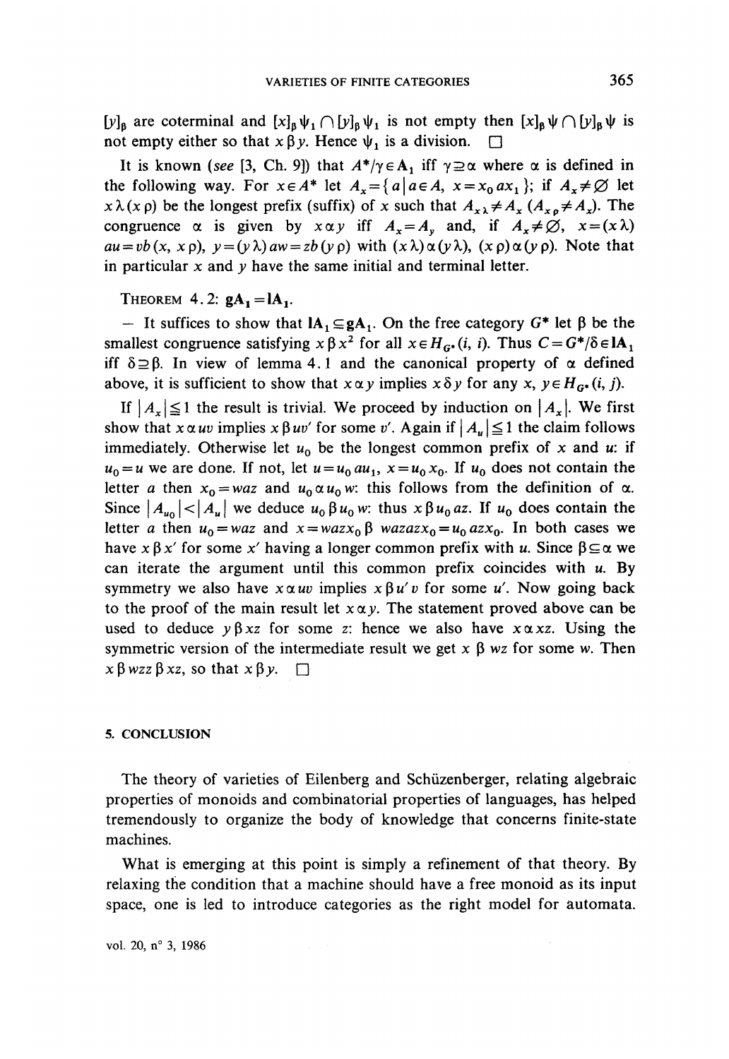$[y]_\beta$ are coterminal and $[x]_\beta \psi_1 \cap [y]_\beta \psi_1$ is not empty then $[x]_\beta \psi \cap [y]_\beta \psi$ is not empty either so that $x \beta y$. Hence $\psi_1$ is a division. $\square$

It is known (*see* [3, Ch. 9]) that $A^*/\gamma \in \mathbf{A}_1$ iff $\gamma \supseteq \alpha$ where $\alpha$ is defined in the following way. For $x \in A^*$ let $A_x = \{a \mid a \in A, \ x = x_0 a x_1\}$; if $A_x \neq \varnothing$ let $x\lambda (x\rho)$ be the longest prefix (suffix) of $x$ such that $A_{x\lambda} \neq A_x$ $(A_{x\rho} \neq A_x)$. The congruence $\alpha$ is given by $x \alpha y$ iff $A_x = A_y$ and, if $A_x \neq \varnothing$, $x = (x\lambda) au = vb(x, x\rho)$, $y = (y\lambda) aw = zb(y\rho)$ with $(x\lambda)\alpha(y\lambda)$, $(x\rho)\alpha(y\rho)$. Note that in particular $x$ and $y$ have the same initial and terminal letter.

THEOREM 4.2: $\mathbf{gA}_1 = \mathbf{lA}_1$.

— It suffices to show that $\mathbf{lA}_1 \subseteq \mathbf{gA}_1$. On the free category $G^*$ let $\beta$ be the smallest congruence satisfying $x \beta x^2$ for all $x \in H_{G^*}(i, i)$. Thus $C = G^*/\delta \in \mathbf{lA}_1$ iff $\delta \supseteq \beta$. In view of lemma 4.1 and the canonical property of $\alpha$ defined above, it is sufficient to show that $x \alpha y$ implies $x \delta y$ for any $x, y \in H_{G^*}(i, j)$.

If $|A_x| \leqq 1$ the result is trivial. We proceed by induction on $|A_x|$. We first show that $x \alpha uv$ implies $x \beta uv'$ for some $v'$. Again if $|A_u| \leqq 1$ the claim follows immediately. Otherwise let $u_0$ be the longest common prefix of $x$ and $u$: if $u_0 = u$ we are done. If not, let $u = u_0 a u_1$, $x = u_0 x_0$. If $u_0$ does not contain the letter $a$ then $x_0 = waz$ and $u_0 \alpha u_0 w$: this follows from the definition of $\alpha$. Since $|A_{u_0}| < |A_u|$ we deduce $u_0 \beta u_0 w$: thus $x \beta u_0 az$. If $u_0$ does contain the letter $a$ then $u_0 = waz$ and $x = wazx_0 \beta \ wazazx_0 = u_0 azx_0$. In both cases we have $x \beta x'$ for some $x'$ having a longer common prefix with $u$. Since $\beta \subseteq \alpha$ we can iterate the argument until this common prefix coincides with $u$. By symmetry we also have $x \alpha uv$ implies $x \beta u'v$ for some $u'$. Now going back to the proof of the main result let $x \alpha y$. The statement proved above can be used to deduce $y \beta xz$ for some $z$: hence we also have $x \alpha xz$. Using the symmetric version of the intermediate result we get $x \ \beta \ wz$ for some $w$. Then $x \beta wzz \beta xz$, so that $x \beta y$. $\square$

## 5. CONCLUSION

The theory of varieties of Eilenberg and Schüzenberger, relating algebraic properties of monoids and combinatorial properties of languages, has helped tremendously to organize the body of knowledge that concerns finite-state machines.

What is emerging at this point is simply a refinement of that theory. By relaxing the condition that a machine should have a free monoid as its input space, one is led to introduce categories as the right model for automata.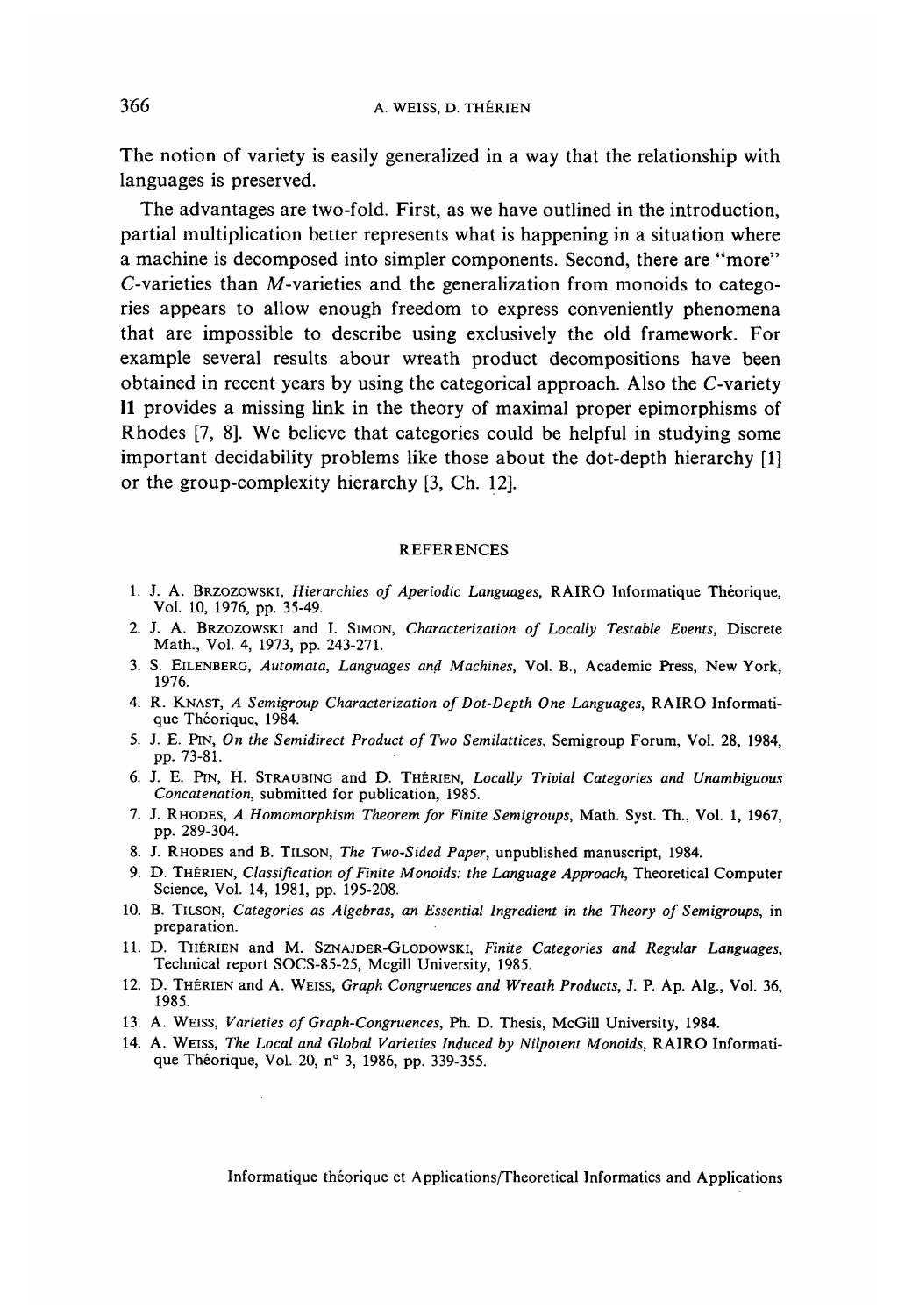The notion of variety is easily generalized in a way that the relationship with languages is preserved.

The advantages are two-fold. First, as we have outlined in the introduction, partial multiplication better represents what is happening in a situation where a machine is decomposed into simpler components. Second, there are "more" $C$-varieties than $M$-varieties and the generalization from monoids to categories appears to allow enough freedom to express conveniently phenomena that are impossible to describe using exclusively the old framework. For example several results abour wreath product decompositions have been obtained in recent years by using the categorical approach. Also the $C$-variety **ll** provides a missing link in the theory of maximal proper epimorphisms of Rhodes [7, 8]. We believe that categories could be helpful in studying some important decidability problems like those about the dot-depth hierarchy [1] or the group-complexity hierarchy [3, Ch. 12].

## REFERENCES

1. J. A. BRZOZOWSKI, *Hierarchies of Aperiodic Languages*, RAIRO Informatique Théorique, Vol. 10, 1976, pp. 35-49.
2. J. A. BRZOZOWSKI and I. SIMON, *Characterization of Locally Testable Events*, Discrete Math., Vol. 4, 1973, pp. 243-271.
3. S. EILENBERG, *Automata, Languages and Machines*, Vol. B., Academic Press, New York, 1976.
4. R. KNAST, *A Semigroup Characterization of Dot-Depth One Languages*, RAIRO Informatique Théorique, 1984.
5. J. E. PIN, *On the Semidirect Product of Two Semilattices*, Semigroup Forum, Vol. 28, 1984, pp. 73-81.
6. J. E. PIN, H. STRAUBING and D. THÉRIEN, *Locally Trivial Categories and Unambiguous Concatenation*, submitted for publication, 1985.
7. J. RHODES, *A Homomorphism Theorem for Finite Semigroups*, Math. Syst. Th., Vol. 1, 1967, pp. 289-304.
8. J. RHODES and B. TILSON, *The Two-Sided Paper*, unpublished manuscript, 1984.
9. D. THÉRIEN, *Classification of Finite Monoids: the Language Approach*, Theoretical Computer Science, Vol. 14, 1981, pp. 195-208.
10. B. TILSON, *Categories as Algebras, an Essential Ingredient in the Theory of Semigroups*, in preparation.
11. D. THÉRIEN and M. SZNAJDER-GLODOWSKI, *Finite Categories and Regular Languages*, Technical report SOCS-85-25, Mcgill University, 1985.
12. D. THÉRIEN and A. WEISS, *Graph Congruences and Wreath Products*, J. P. Ap. Alg., Vol. 36, 1985.
13. A. WEISS, *Varieties of Graph-Congruences*, Ph. D. Thesis, McGill University, 1984.
14. A. WEISS, *The Local and Global Varieties Induced by Nilpotent Monoids*, RAIRO Informatique Théorique, Vol. 20, n° 3, 1986, pp. 339-355.